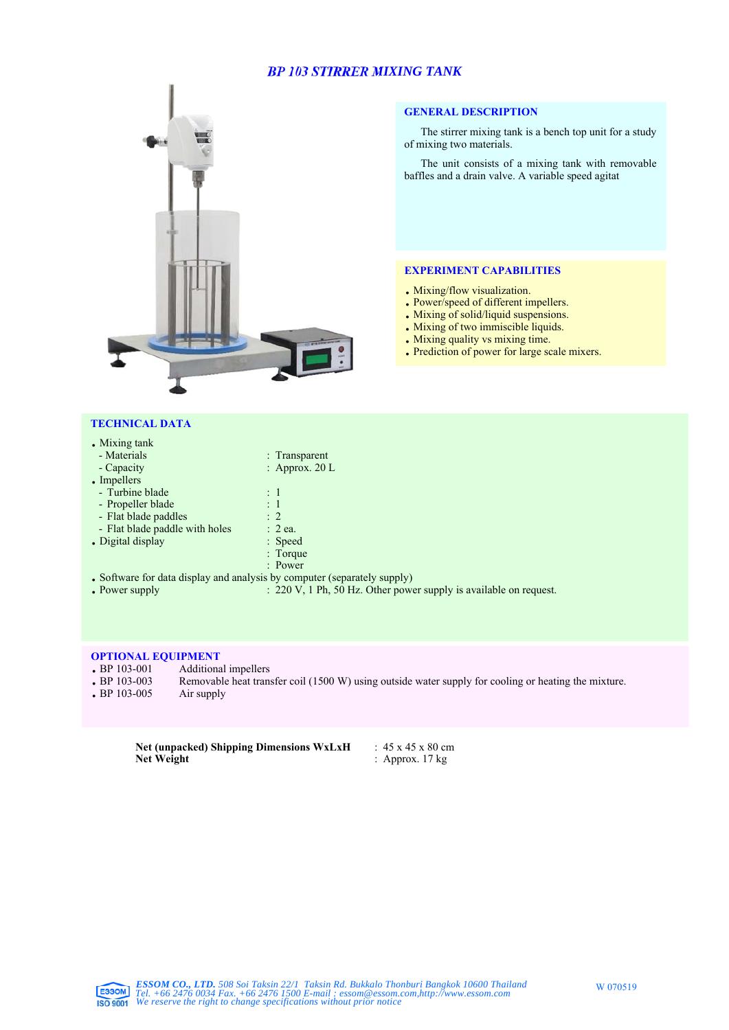# BP 103 STIRRER MIXING TANK

## GENERAL DESCRIPTION

The stirrer mixing tank is a bench top unit for a study of mixing two materials.

The unit consists of a mixing tank with removable baffles and a drain valve. A variable speed agitat

## EXPERIMENT CAPABILITIES

- Mixing/flow visualization.
- Power/speed of different impellers.
- Mixing of solid/liquid suspensions.
- Mixing of two immiscible liquids.
- Mixing quality vs mixing time.
- Prediction of power for large scale mixers.

## TECHNICAL DATA

- Mixing tank
  - Materials : Transparent
  - Capacity : Approx. 20 L
- Impellers
  - Turbine blade : 1
  - Propeller blade : 1
  - Flat blade paddles : 2
  - Flat blade paddle with holes : 2 ea.
- Digital display : Speed
  : Torque
  : Power
- Software for data display and analysis by computer (separately supply)
- Power supply : 220 V, 1 Ph, 50 Hz. Other power supply is available on request.

## OPTIONAL EQUIPMENT

- BP 103-001 Additional impellers
- BP 103-003 Removable heat transfer coil (1500 W) using outside water supply for cooling or heating the mixture.
- BP 103-005 Air supply

**Net (unpacked) Shipping Dimensions WxLxH** : 45 x 45 x 80 cm
**Net Weight** : Approx. 17 kg

*ESSOM CO., LTD. 508 Soi Taksin 22/1 Taksin Rd. Bukkalo Thonburi Bangkok 10600 Thailand*
*Tel. +66 2476 0034 Fax. +66 2476 1500 E-mail : essom@essom.com,http://www.essom.com*
*We reserve the right to change specifications without prior notice*

W 070519